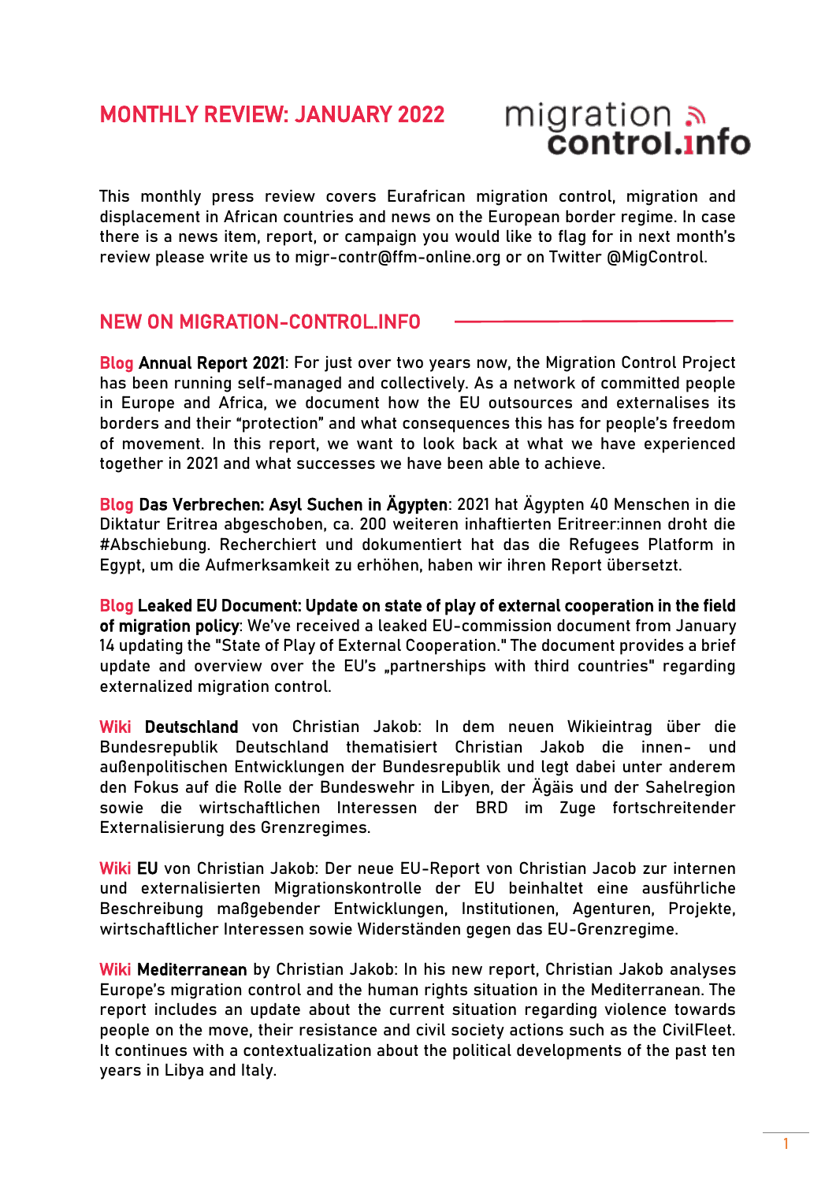# MONTHLY REVIEW: JANUARY 2022

migration control.info

This monthly press review covers Eurafrican migration control, migration and displacement in African countries and news on the European border regime. In case there is a news item, report, or campaign you would like to flag for in next month's review please write us to migr-contr@ffm-online.org or on Twitter @MigControl.

## NEW ON MIGRATION-CONTROL.INFO

Blog **Annual Report 2021**: For just over two years now, the Migration Control Project has been running self-managed and collectively. As a network of committed people in Europe and Africa, we document how the EU outsources and externalises its borders and their "protection" and what consequences this has for people's freedom of movement. In this report, we want to look back at what we have experienced together in 2021 and what successes we have been able to achieve.

Blog **Das Verbrechen: Asyl Suchen in Ägypten**: 2021 hat Ägypten 40 Menschen in die Diktatur Eritrea abgeschoben, ca. 200 weiteren inhaftierten Eritreer:innen droht die #Abschiebung. Recherchiert und dokumentiert hat das die Refugees Platform in Egypt, um die Aufmerksamkeit zu erhöhen, haben wir ihren Report übersetzt.

Blog **Leaked EU Document: Update on state of play of external cooperation in the field of migration policy**: We've received a leaked EU-commission document from January 14 updating the "State of Play of External Cooperation." The document provides a brief update and overview over the EU's „partnerships with third countries" regarding externalized migration control.

Wiki **Deutschland** von Christian Jakob: In dem neuen Wikieintrag über die Bundesrepublik Deutschland thematisiert Christian Jakob die innen- und außenpolitischen Entwicklungen der Bundesrepublik und legt dabei unter anderem den Fokus auf die Rolle der Bundeswehr in Libyen, der Ägäis und der Sahelregion sowie die wirtschaftlichen Interessen der BRD im Zuge fortschreitender Externalisierung des Grenzregimes.

Wiki **EU** von Christian Jakob: Der neue EU-Report von Christian Jacob zur internen und externalisierten Migrationskontrolle der EU beinhaltet eine ausführliche Beschreibung maßgebender Entwicklungen, Institutionen, Agenturen, Projekte, wirtschaftlicher Interessen sowie Widerständen gegen das EU-Grenzregime.

Wiki **Mediterranean** by Christian Jakob: In his new report, Christian Jakob analyses Europe's migration control and the human rights situation in the Mediterranean. The report includes an update about the current situation regarding violence towards people on the move, their resistance and civil society actions such as the CivilFleet. It continues with a contextualization about the political developments of the past ten years in Libya and Italy.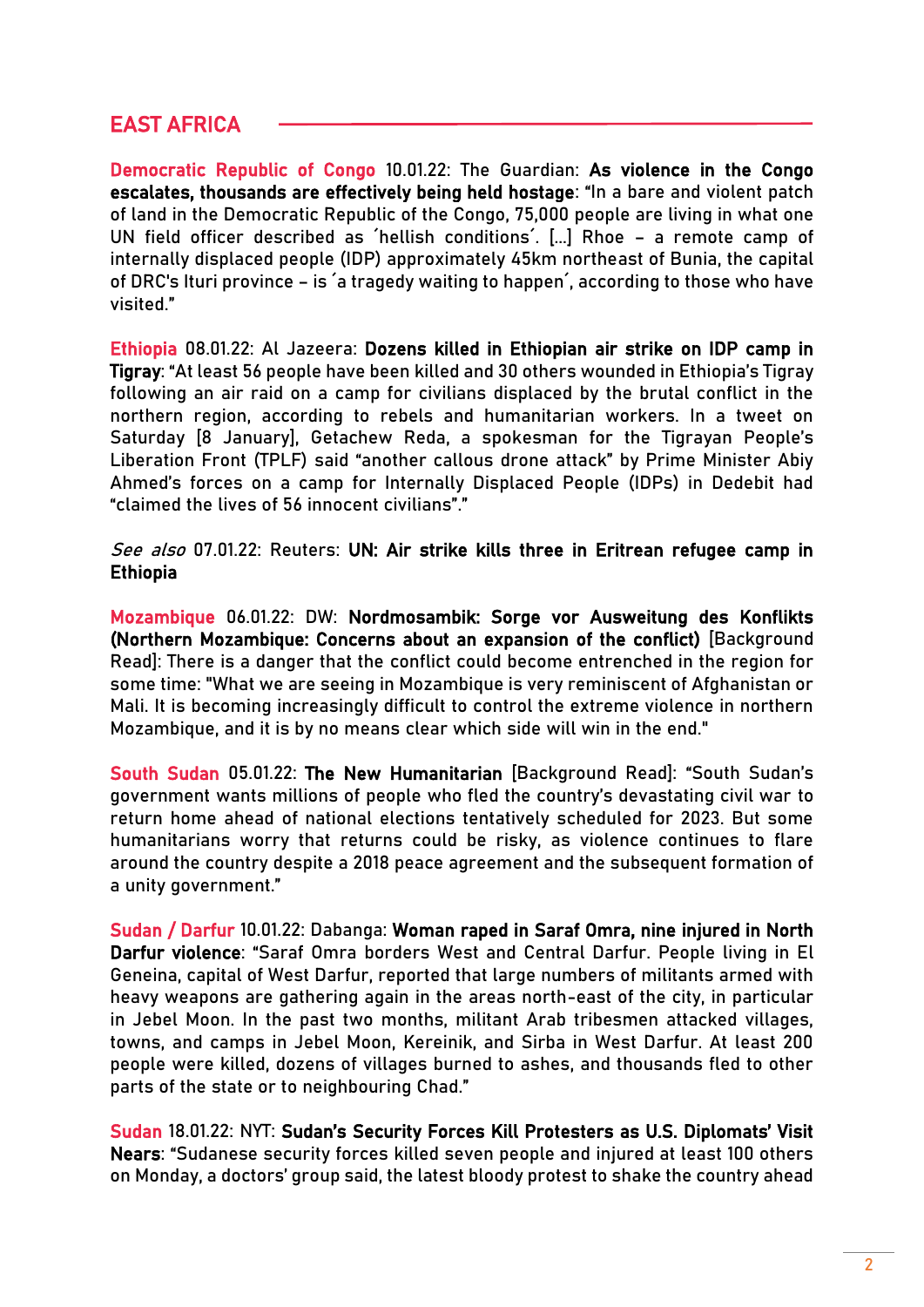## EAST AFRICA

**Democratic Republic of Congo** 10.01.22: The Guardian: **As violence in the Congo escalates, thousands are effectively being held hostage**: "In a bare and violent patch of land in the Democratic Republic of the Congo, 75,000 people are living in what one UN field officer described as ´hellish conditions´. [...] Rhoe – a remote camp of internally displaced people (IDP) approximately 45km northeast of Bunia, the capital of DRC's Ituri province – is ´a tragedy waiting to happen´, according to those who have visited."

**Ethiopia** 08.01.22: Al Jazeera: **Dozens killed in Ethiopian air strike on IDP camp in Tigray**: "At least 56 people have been killed and 30 others wounded in Ethiopia's Tigray following an air raid on a camp for civilians displaced by the brutal conflict in the northern region, according to rebels and humanitarian workers. In a tweet on Saturday [8 January], Getachew Reda, a spokesman for the Tigrayan People's Liberation Front (TPLF) said "another callous drone attack" by Prime Minister Abiy Ahmed's forces on a camp for Internally Displaced People (IDPs) in Dedebit had "claimed the lives of 56 innocent civilians"."

*See also* 07.01.22: Reuters: **UN: Air strike kills three in Eritrean refugee camp in Ethiopia**

**Mozambique** 06.01.22: DW: **Nordmosambik: Sorge vor Ausweitung des Konflikts (Northern Mozambique: Concerns about an expansion of the conflict)** [Background Read]: There is a danger that the conflict could become entrenched in the region for some time: "What we are seeing in Mozambique is very reminiscent of Afghanistan or Mali. It is becoming increasingly difficult to control the extreme violence in northern Mozambique, and it is by no means clear which side will win in the end."

**South Sudan** 05.01.22: **The New Humanitarian** [Background Read]: "South Sudan's government wants millions of people who fled the country's devastating civil war to return home ahead of national elections tentatively scheduled for 2023. But some humanitarians worry that returns could be risky, as violence continues to flare around the country despite a 2018 peace agreement and the subsequent formation of a unity government."

**Sudan / Darfur** 10.01.22: Dabanga: **Woman raped in Saraf Omra, nine injured in North Darfur violence**: "Saraf Omra borders West and Central Darfur. People living in El Geneina, capital of West Darfur, reported that large numbers of militants armed with heavy weapons are gathering again in the areas north-east of the city, in particular in Jebel Moon. In the past two months, militant Arab tribesmen attacked villages, towns, and camps in Jebel Moon, Kereinik, and Sirba in West Darfur. At least 200 people were killed, dozens of villages burned to ashes, and thousands fled to other parts of the state or to neighbouring Chad."

**Sudan** 18.01.22: NYT: **Sudan's Security Forces Kill Protesters as U.S. Diplomats' Visit Nears**: "Sudanese security forces killed seven people and injured at least 100 others on Monday, a doctors' group said, the latest bloody protest to shake the country ahead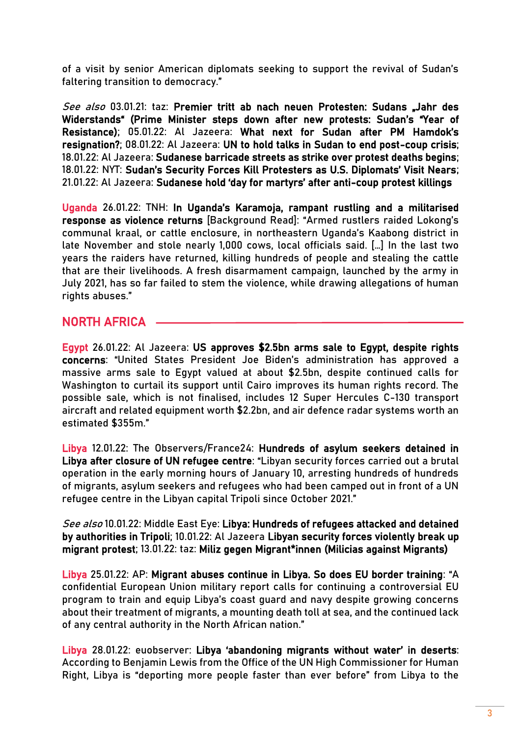of a visit by senior American diplomats seeking to support the revival of Sudan's faltering transition to democracy."

*See also* 03.01.21: taz: **Premier tritt ab nach neuen Protesten: Sudans „Jahr des Widerstands" (Prime Minister steps down after new protests: Sudan's "Year of Resistance)**; 05.01.22: Al Jazeera: **What next for Sudan after PM Hamdok's resignation?**; 08.01.22: Al Jazeera: **UN to hold talks in Sudan to end post-coup crisis**; 18.01.22: Al Jazeera: **Sudanese barricade streets as strike over protest deaths begins**; 18.01.22: NYT: **Sudan's Security Forces Kill Protesters as U.S. Diplomats' Visit Nears**; 21.01.22: Al Jazeera: **Sudanese hold 'day for martyrs' after anti-coup protest killings**

**Uganda** 26.01.22: TNH: **In Uganda's Karamoja, rampant rustling and a militarised response as violence returns** [Background Read]: "Armed rustlers raided Lokong's communal kraal, or cattle enclosure, in northeastern Uganda's Kaabong district in late November and stole nearly 1,000 cows, local officials said. [...] In the last two years the raiders have returned, killing hundreds of people and stealing the cattle that are their livelihoods. A fresh disarmament campaign, launched by the army in July 2021, has so far failed to stem the violence, while drawing allegations of human rights abuses."

## NORTH AFRICA

**Egypt** 26.01.22: Al Jazeera: **US approves $2.5bn arms sale to Egypt, despite rights concerns**: "United States President Joe Biden's administration has approved a massive arms sale to Egypt valued at about $2.5bn, despite continued calls for Washington to curtail its support until Cairo improves its human rights record. The possible sale, which is not finalised, includes 12 Super Hercules C-130 transport aircraft and related equipment worth $2.2bn, and air defence radar systems worth an estimated $355m."

**Libya** 12.01.22: The Observers/France24: **Hundreds of asylum seekers detained in Libya after closure of UN refugee centre**: "Libyan security forces carried out a brutal operation in the early morning hours of January 10, arresting hundreds of hundreds of migrants, asylum seekers and refugees who had been camped out in front of a UN refugee centre in the Libyan capital Tripoli since October 2021."

*See also* 10.01.22: Middle East Eye: **Libya: Hundreds of refugees attacked and detained by authorities in Tripoli**; 10.01.22: Al Jazeera **Libyan security forces violently break up migrant protest**; 13.01.22: taz: **Miliz gegen Migrant*innen (Milicias against Migrants)**

**Libya** 25.01.22: AP: **Migrant abuses continue in Libya. So does EU border training**: "A confidential European Union military report calls for continuing a controversial EU program to train and equip Libya's coast guard and navy despite growing concerns about their treatment of migrants, a mounting death toll at sea, and the continued lack of any central authority in the North African nation."

**Libya** 28.01.22: euobserver: **Libya 'abandoning migrants without water' in deserts**: According to Benjamin Lewis from the Office of the UN High Commissioner for Human Right, Libya is "deporting more people faster than ever before" from Libya to the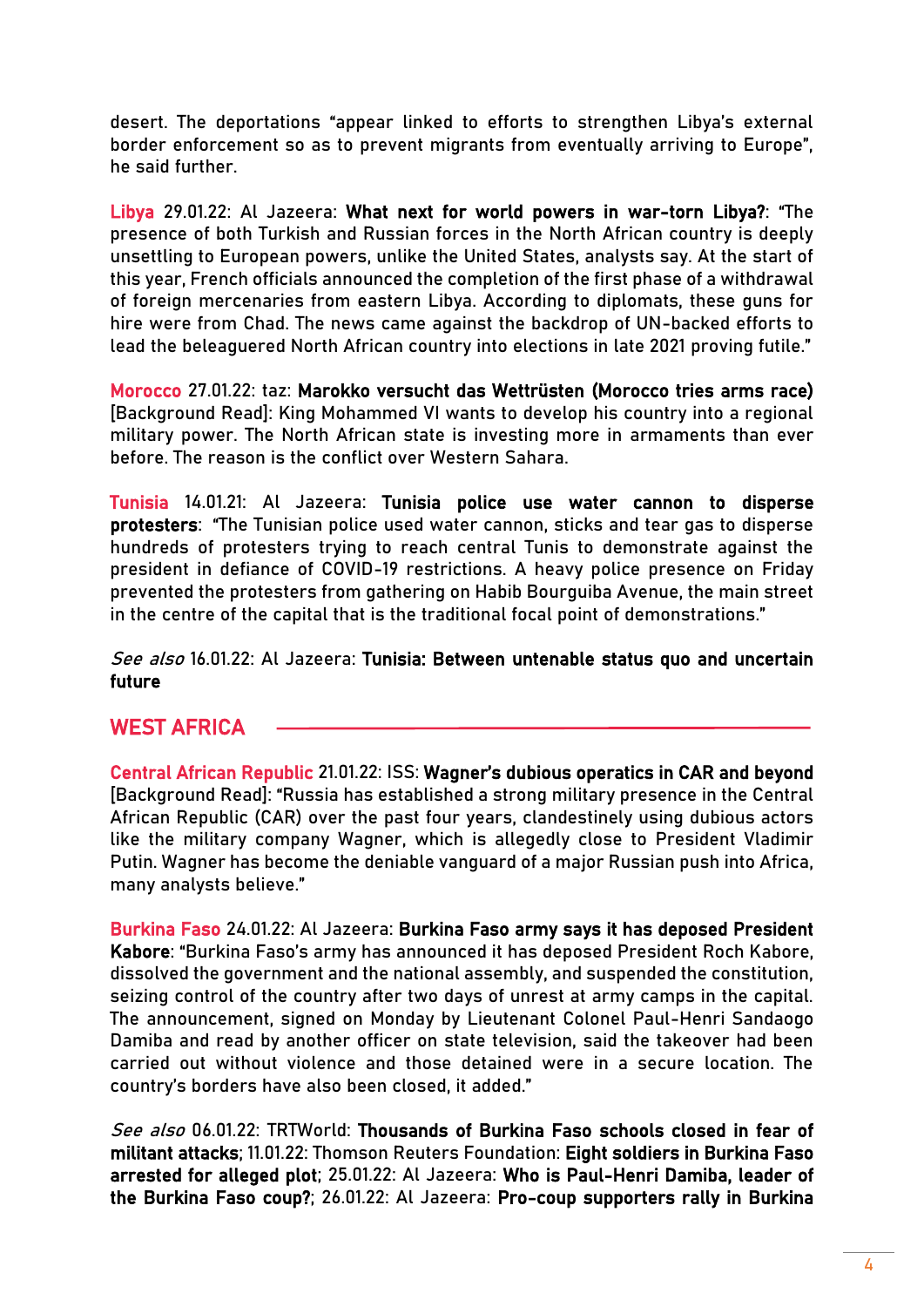desert. The deportations "appear linked to efforts to strengthen Libya's external border enforcement so as to prevent migrants from eventually arriving to Europe", he said further.

Libya 29.01.22: Al Jazeera: **What next for world powers in war-torn Libya?**: "The presence of both Turkish and Russian forces in the North African country is deeply unsettling to European powers, unlike the United States, analysts say. At the start of this year, French officials announced the completion of the first phase of a withdrawal of foreign mercenaries from eastern Libya. According to diplomats, these guns for hire were from Chad. The news came against the backdrop of UN-backed efforts to lead the beleaguered North African country into elections in late 2021 proving futile."

Morocco 27.01.22: taz: **Marokko versucht das Wettrüsten (Morocco tries arms race)** [Background Read]: King Mohammed VI wants to develop his country into a regional military power. The North African state is investing more in armaments than ever before. The reason is the conflict over Western Sahara.

Tunisia 14.01.21: Al Jazeera: **Tunisia police use water cannon to disperse protesters**: "The Tunisian police used water cannon, sticks and tear gas to disperse hundreds of protesters trying to reach central Tunis to demonstrate against the president in defiance of COVID-19 restrictions. A heavy police presence on Friday prevented the protesters from gathering on Habib Bourguiba Avenue, the main street in the centre of the capital that is the traditional focal point of demonstrations."

*See also* 16.01.22: Al Jazeera: **Tunisia: Between untenable status quo and uncertain future**

## WEST AFRICA

Central African Republic 21.01.22: ISS: **Wagner's dubious operatics in CAR and beyond** [Background Read]: "Russia has established a strong military presence in the Central African Republic (CAR) over the past four years, clandestinely using dubious actors like the military company Wagner, which is allegedly close to President Vladimir Putin. Wagner has become the deniable vanguard of a major Russian push into Africa, many analysts believe."

Burkina Faso 24.01.22: Al Jazeera: **Burkina Faso army says it has deposed President Kabore**: "Burkina Faso's army has announced it has deposed President Roch Kabore, dissolved the government and the national assembly, and suspended the constitution, seizing control of the country after two days of unrest at army camps in the capital. The announcement, signed on Monday by Lieutenant Colonel Paul-Henri Sandaogo Damiba and read by another officer on state television, said the takeover had been carried out without violence and those detained were in a secure location. The country's borders have also been closed, it added."

*See also* 06.01.22: TRTWorld: **Thousands of Burkina Faso schools closed in fear of militant attacks**; 11.01.22: Thomson Reuters Foundation: **Eight soldiers in Burkina Faso arrested for alleged plot**; 25.01.22: Al Jazeera: **Who is Paul-Henri Damiba, leader of the Burkina Faso coup?**; 26.01.22: Al Jazeera: **Pro-coup supporters rally in Burkina**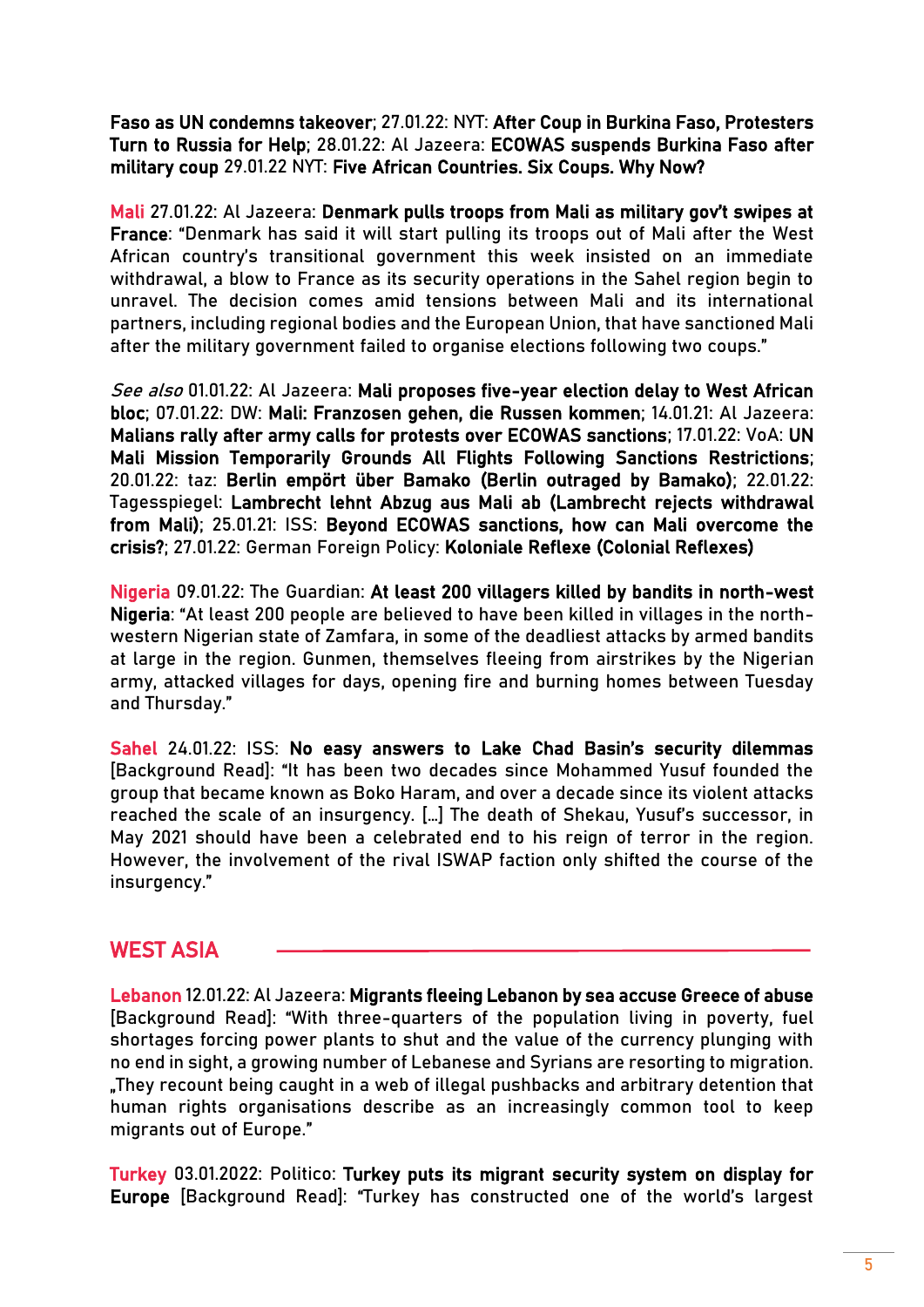**Faso as UN condemns takeover**; 27.01.22: NYT: **After Coup in Burkina Faso, Protesters Turn to Russia for Help**; 28.01.22: Al Jazeera: **ECOWAS suspends Burkina Faso after military coup** 29.01.22 NYT: **Five African Countries. Six Coups. Why Now?**

**Mali** 27.01.22: Al Jazeera: **Denmark pulls troops from Mali as military gov't swipes at France**: "Denmark has said it will start pulling its troops out of Mali after the West African country's transitional government this week insisted on an immediate withdrawal, a blow to France as its security operations in the Sahel region begin to unravel. The decision comes amid tensions between Mali and its international partners, including regional bodies and the European Union, that have sanctioned Mali after the military government failed to organise elections following two coups."

*See also* 01.01.22: Al Jazeera: **Mali proposes five-year election delay to West African bloc**; 07.01.22: DW: **Mali: Franzosen gehen, die Russen kommen**; 14.01.21: Al Jazeera: **Malians rally after army calls for protests over ECOWAS sanctions**; 17.01.22: VoA: **UN Mali Mission Temporarily Grounds All Flights Following Sanctions Restrictions**; 20.01.22: taz: **Berlin empört über Bamako (Berlin outraged by Bamako)**; 22.01.22: Tagesspiegel: **Lambrecht lehnt Abzug aus Mali ab (Lambrecht rejects withdrawal from Mali)**; 25.01.21: ISS: **Beyond ECOWAS sanctions, how can Mali overcome the crisis?**; 27.01.22: German Foreign Policy: **Koloniale Reflexe (Colonial Reflexes)**

**Nigeria** 09.01.22: The Guardian: **At least 200 villagers killed by bandits in north-west Nigeria**: "At least 200 people are believed to have been killed in villages in the north-western Nigerian state of Zamfara, in some of the deadliest attacks by armed bandits at large in the region. Gunmen, themselves fleeing from airstrikes by the Nigerian army, attacked villages for days, opening fire and burning homes between Tuesday and Thursday."

**Sahel** 24.01.22: ISS: **No easy answers to Lake Chad Basin's security dilemmas** [Background Read]: "It has been two decades since Mohammed Yusuf founded the group that became known as Boko Haram, and over a decade since its violent attacks reached the scale of an insurgency. [...] The death of Shekau, Yusuf's successor, in May 2021 should have been a celebrated end to his reign of terror in the region. However, the involvement of the rival ISWAP faction only shifted the course of the insurgency."

## WEST ASIA

**Lebanon** 12.01.22: Al Jazeera: **Migrants fleeing Lebanon by sea accuse Greece of abuse** [Background Read]: "With three-quarters of the population living in poverty, fuel shortages forcing power plants to shut and the value of the currency plunging with no end in sight, a growing number of Lebanese and Syrians are resorting to migration. „They recount being caught in a web of illegal pushbacks and arbitrary detention that human rights organisations describe as an increasingly common tool to keep migrants out of Europe."

**Turkey** 03.01.2022: Politico: **Turkey puts its migrant security system on display for Europe** [Background Read]: "Turkey has constructed one of the world's largest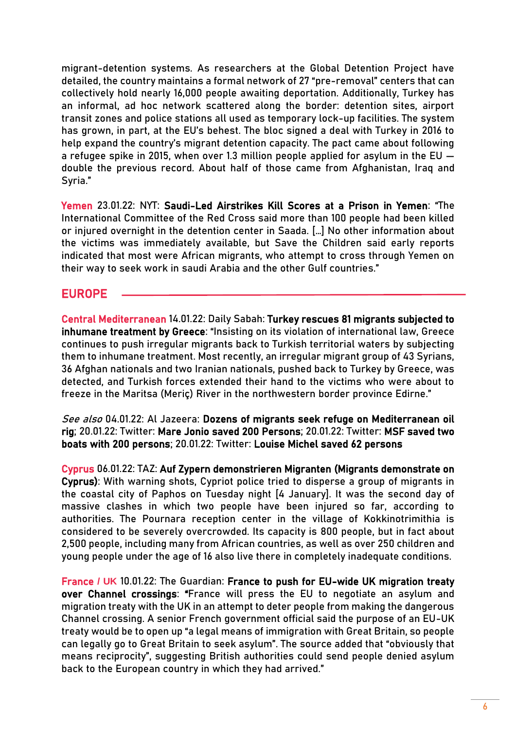migrant-detention systems. As researchers at the Global Detention Project have detailed, the country maintains a formal network of 27 "pre-removal" centers that can collectively hold nearly 16,000 people awaiting deportation. Additionally, Turkey has an informal, ad hoc network scattered along the border: detention sites, airport transit zones and police stations all used as temporary lock-up facilities. The system has grown, in part, at the EU's behest. The bloc signed a deal with Turkey in 2016 to help expand the country's migrant detention capacity. The pact came about following a refugee spike in 2015, when over 1.3 million people applied for asylum in the EU — double the previous record. About half of those came from Afghanistan, Iraq and Syria."

**Yemen** 23.01.22: NYT: **Saudi-Led Airstrikes Kill Scores at a Prison in Yemen**: "The International Committee of the Red Cross said more than 100 people had been killed or injured overnight in the detention center in Saada. […] No other information about the victims was immediately available, but Save the Children said early reports indicated that most were African migrants, who attempt to cross through Yemen on their way to seek work in saudi Arabia and the other Gulf countries."

## EUROPE

**Central Mediterranean** 14.01.22: Daily Sabah: **Turkey rescues 81 migrants subjected to inhumane treatment by Greece**: "Insisting on its violation of international law, Greece continues to push irregular migrants back to Turkish territorial waters by subjecting them to inhumane treatment. Most recently, an irregular migrant group of 43 Syrians, 36 Afghan nationals and two Iranian nationals, pushed back to Turkey by Greece, was detected, and Turkish forces extended their hand to the victims who were about to freeze in the Maritsa (Meriç) River in the northwestern border province Edirne."

*See also* 04.01.22: Al Jazeera: **Dozens of migrants seek refuge on Mediterranean oil rig**; 20.01.22: Twitter: **Mare Jonio saved 200 Persons**; 20.01.22: Twitter: **MSF saved two boats with 200 persons**; 20.01.22: Twitter: **Louise Michel saved 62 persons**

**Cyprus** 06.01.22: TAZ: **Auf Zypern demonstrieren Migranten (Migrants demonstrate on Cyprus)**: With warning shots, Cypriot police tried to disperse a group of migrants in the coastal city of Paphos on Tuesday night [4 January]. It was the second day of massive clashes in which two people have been injured so far, according to authorities. The Pournara reception center in the village of Kokkinotrimithia is considered to be severely overcrowded. Its capacity is 800 people, but in fact about 2,500 people, including many from African countries, as well as over 250 children and young people under the age of 16 also live there in completely inadequate conditions.

**France / UK** 10.01.22: The Guardian: **France to push for EU-wide UK migration treaty over Channel crossings**: "France will press the EU to negotiate an asylum and migration treaty with the UK in an attempt to deter people from making the dangerous Channel crossing. A senior French government official said the purpose of an EU-UK treaty would be to open up "a legal means of immigration with Great Britain, so people can legally go to Great Britain to seek asylum". The source added that "obviously that means reciprocity", suggesting British authorities could send people denied asylum back to the European country in which they had arrived."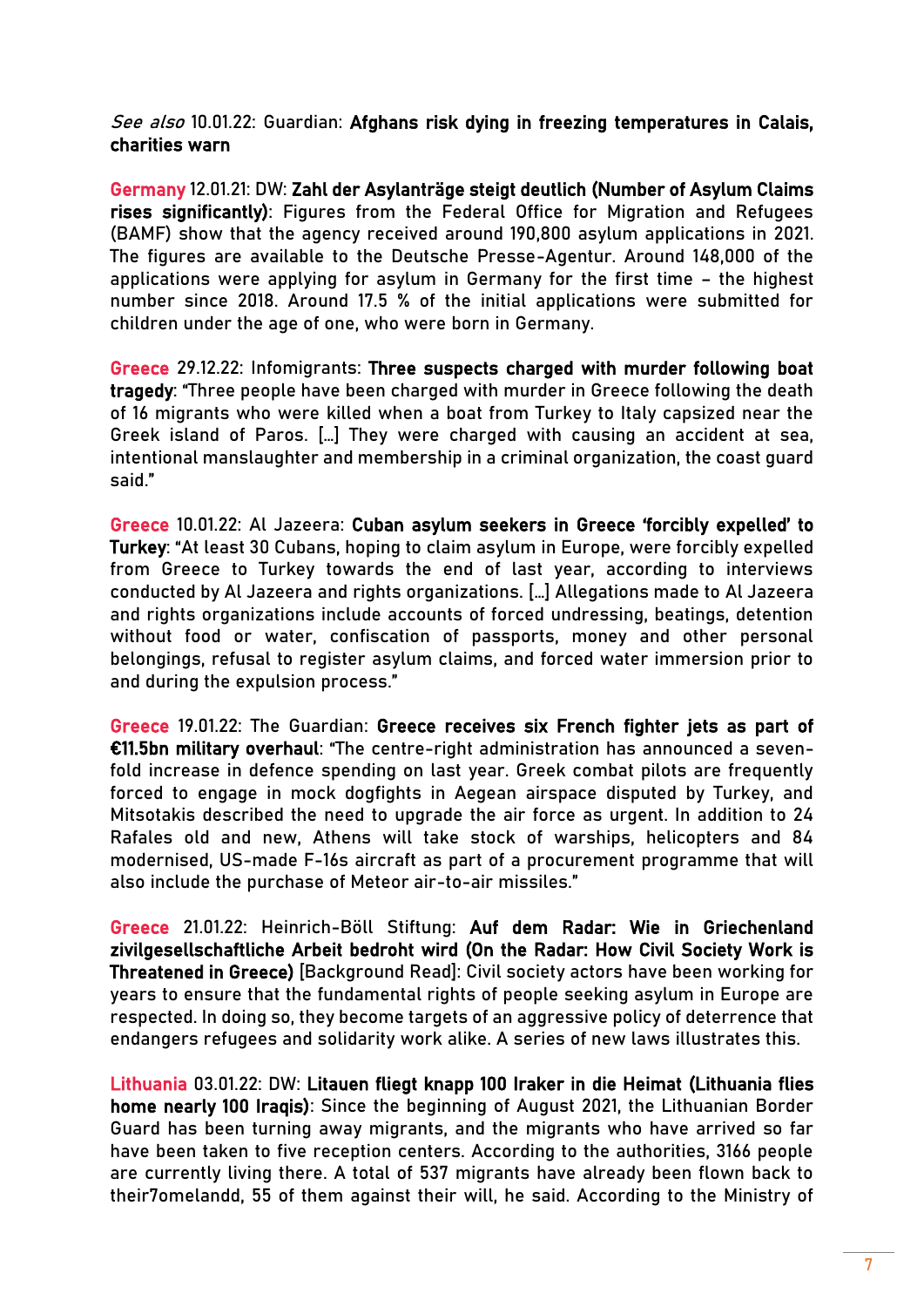*See also* 10.01.22: Guardian: **Afghans risk dying in freezing temperatures in Calais, charities warn**

**Germany** 12.01.21: DW: **Zahl der Asylanträge steigt deutlich (Number of Asylum Claims rises significantly)**: Figures from the Federal Office for Migration and Refugees (BAMF) show that the agency received around 190,800 asylum applications in 2021. The figures are available to the Deutsche Presse-Agentur. Around 148,000 of the applications were applying for asylum in Germany for the first time – the highest number since 2018. Around 17.5 % of the initial applications were submitted for children under the age of one, who were born in Germany.

**Greece** 29.12.22: Infomigrants: **Three suspects charged with murder following boat tragedy**: "Three people have been charged with murder in Greece following the death of 16 migrants who were killed when a boat from Turkey to Italy capsized near the Greek island of Paros. […] They were charged with causing an accident at sea, intentional manslaughter and membership in a criminal organization, the coast guard said."

**Greece** 10.01.22: Al Jazeera: **Cuban asylum seekers in Greece 'forcibly expelled' to Turkey**: "At least 30 Cubans, hoping to claim asylum in Europe, were forcibly expelled from Greece to Turkey towards the end of last year, according to interviews conducted by Al Jazeera and rights organizations. […] Allegations made to Al Jazeera and rights organizations include accounts of forced undressing, beatings, detention without food or water, confiscation of passports, money and other personal belongings, refusal to register asylum claims, and forced water immersion prior to and during the expulsion process."

**Greece** 19.01.22: The Guardian: **Greece receives six French fighter jets as part of €11.5bn military overhaul**: "The centre-right administration has announced a seven-fold increase in defence spending on last year. Greek combat pilots are frequently forced to engage in mock dogfights in Aegean airspace disputed by Turkey, and Mitsotakis described the need to upgrade the air force as urgent. In addition to 24 Rafales old and new, Athens will take stock of warships, helicopters and 84 modernised, US-made F-16s aircraft as part of a procurement programme that will also include the purchase of Meteor air-to-air missiles."

**Greece** 21.01.22: Heinrich-Böll Stiftung: **Auf dem Radar: Wie in Griechenland zivilgesellschaftliche Arbeit bedroht wird (On the Radar: How Civil Society Work is Threatened in Greece)** [Background Read]: Civil society actors have been working for years to ensure that the fundamental rights of people seeking asylum in Europe are respected. In doing so, they become targets of an aggressive policy of deterrence that endangers refugees and solidarity work alike. A series of new laws illustrates this.

**Lithuania** 03.01.22: DW: **Litauen fliegt knapp 100 Iraker in die Heimat (Lithuania flies home nearly 100 Iraqis)**: Since the beginning of August 2021, the Lithuanian Border Guard has been turning away migrants, and the migrants who have arrived so far have been taken to five reception centers. According to the authorities, 3166 people are currently living there. A total of 537 migrants have already been flown back to their7omelandd, 55 of them against their will, he said. According to the Ministry of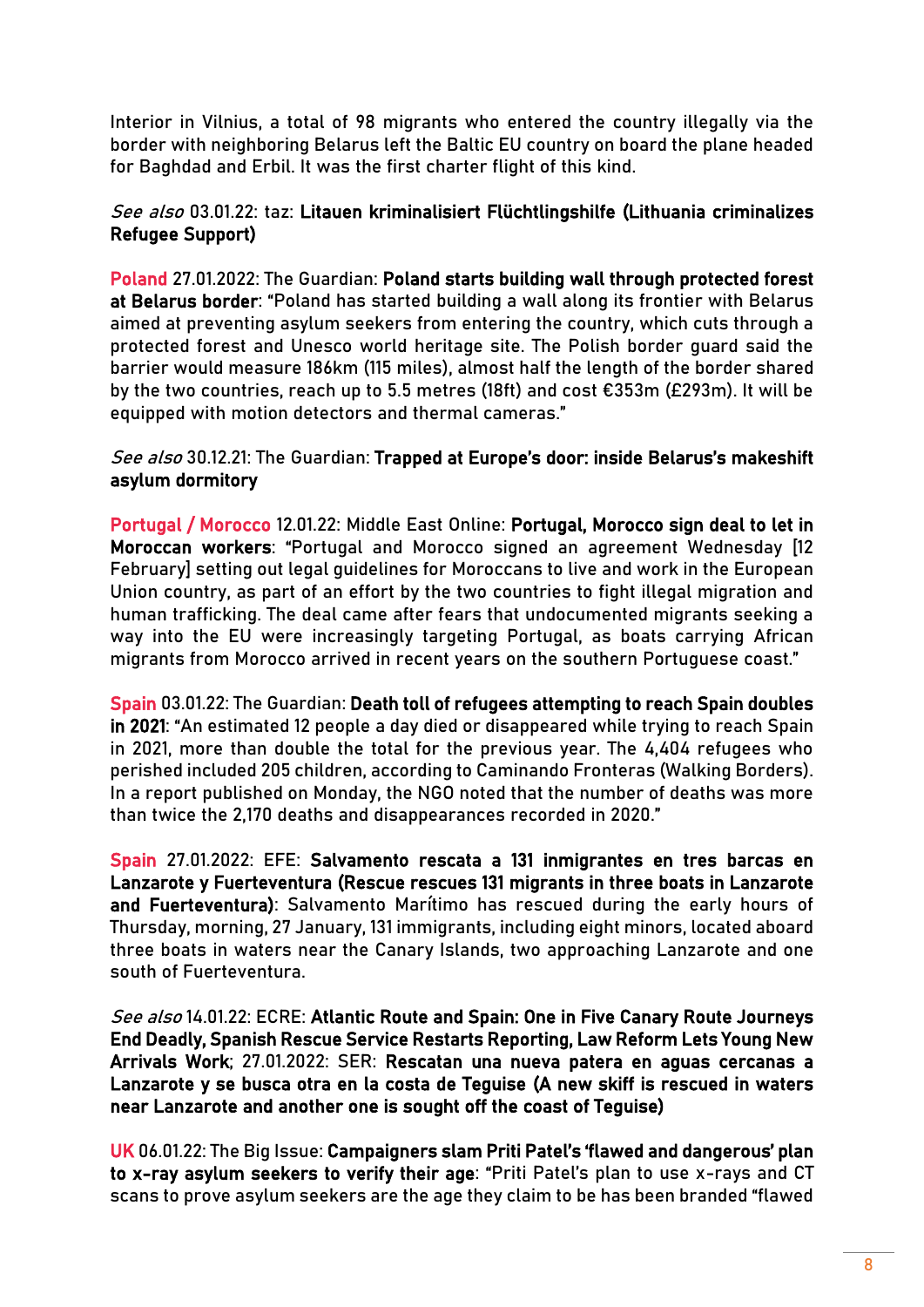Interior in Vilnius, a total of 98 migrants who entered the country illegally via the border with neighboring Belarus left the Baltic EU country on board the plane headed for Baghdad and Erbil. It was the first charter flight of this kind.

*See also* 03.01.22: taz: **Litauen kriminalisiert Flüchtlingshilfe (Lithuania criminalizes Refugee Support)**

**Poland** 27.01.2022: The Guardian: **Poland starts building wall through protected forest at Belarus border**: "Poland has started building a wall along its frontier with Belarus aimed at preventing asylum seekers from entering the country, which cuts through a protected forest and Unesco world heritage site. The Polish border guard said the barrier would measure 186km (115 miles), almost half the length of the border shared by the two countries, reach up to 5.5 metres (18ft) and cost €353m (£293m). It will be equipped with motion detectors and thermal cameras."

*See also* 30.12.21: The Guardian: **Trapped at Europe's door: inside Belarus's makeshift asylum dormitory**

**Portugal / Morocco** 12.01.22: Middle East Online: **Portugal, Morocco sign deal to let in Moroccan workers**: "Portugal and Morocco signed an agreement Wednesday [12 February] setting out legal guidelines for Moroccans to live and work in the European Union country, as part of an effort by the two countries to fight illegal migration and human trafficking. The deal came after fears that undocumented migrants seeking a way into the EU were increasingly targeting Portugal, as boats carrying African migrants from Morocco arrived in recent years on the southern Portuguese coast."

**Spain** 03.01.22: The Guardian: **Death toll of refugees attempting to reach Spain doubles in 2021**: "An estimated 12 people a day died or disappeared while trying to reach Spain in 2021, more than double the total for the previous year. The 4,404 refugees who perished included 205 children, according to Caminando Fronteras (Walking Borders). In a report published on Monday, the NGO noted that the number of deaths was more than twice the 2,170 deaths and disappearances recorded in 2020."

**Spain** 27.01.2022: EFE: **Salvamento rescata a 131 inmigrantes en tres barcas en Lanzarote y Fuerteventura (Rescue rescues 131 migrants in three boats in Lanzarote and Fuerteventura)**: Salvamento Marítimo has rescued during the early hours of Thursday, morning, 27 January, 131 immigrants, including eight minors, located aboard three boats in waters near the Canary Islands, two approaching Lanzarote and one south of Fuerteventura.

*See also* 14.01.22: ECRE: **Atlantic Route and Spain: One in Five Canary Route Journeys End Deadly, Spanish Rescue Service Restarts Reporting, Law Reform Lets Young New Arrivals Work**; 27.01.2022: SER: **Rescatan una nueva patera en aguas cercanas a Lanzarote y se busca otra en la costa de Teguise (A new skiff is rescued in waters near Lanzarote and another one is sought off the coast of Teguise)**

**UK** 06.01.22: The Big Issue: **Campaigners slam Priti Patel's 'flawed and dangerous' plan to x-ray asylum seekers to verify their age**: "Priti Patel's plan to use x-rays and CT scans to prove asylum seekers are the age they claim to be has been branded "flawed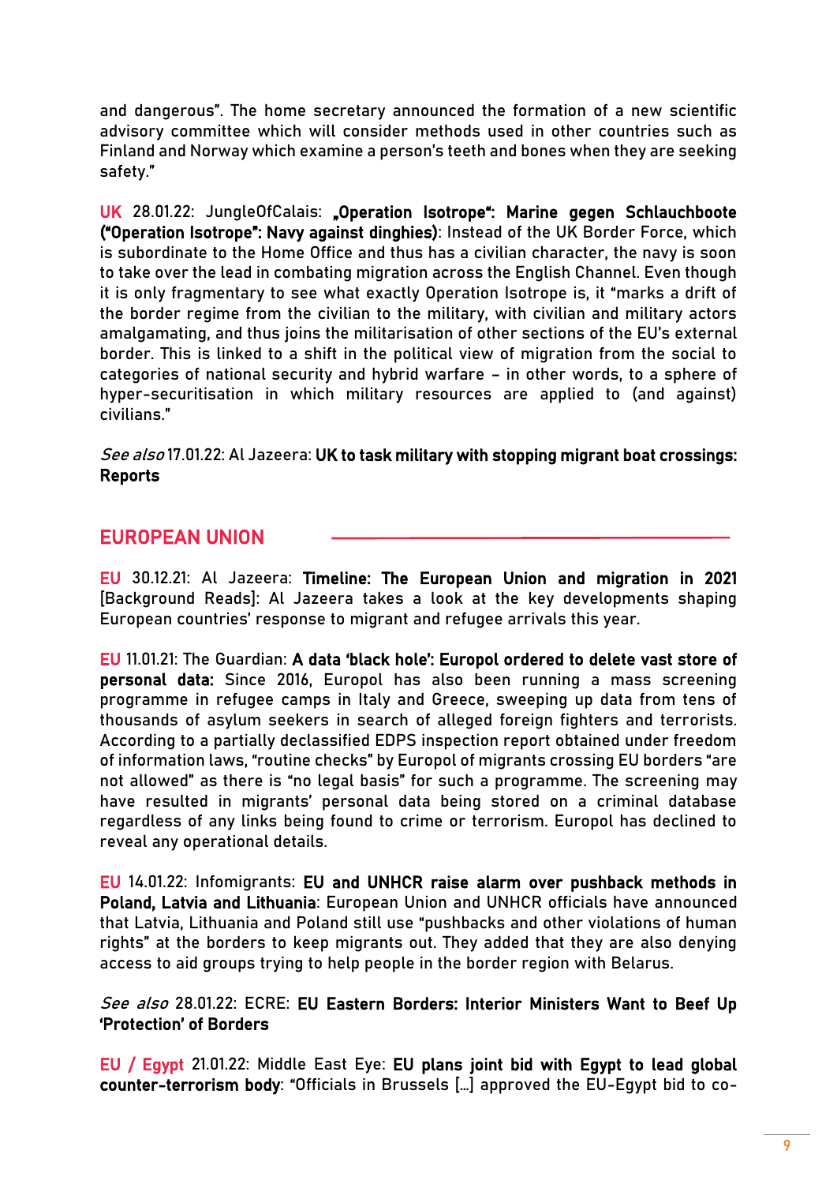and dangerous". The home secretary announced the formation of a new scientific advisory committee which will consider methods used in other countries such as Finland and Norway which examine a person's teeth and bones when they are seeking safety."

UK 28.01.22: JungleOfCalais: **„Operation Isotrope": Marine gegen Schlauchboote ("Operation Isotrope": Navy against dinghies)**: Instead of the UK Border Force, which is subordinate to the Home Office and thus has a civilian character, the navy is soon to take over the lead in combating migration across the English Channel. Even though it is only fragmentary to see what exactly Operation Isotrope is, it "marks a drift of the border regime from the civilian to the military, with civilian and military actors amalgamating, and thus joins the militarisation of other sections of the EU's external border. This is linked to a shift in the political view of migration from the social to categories of national security and hybrid warfare – in other words, to a sphere of hyper-securitisation in which military resources are applied to (and against) civilians."

*See also* 17.01.22: Al Jazeera: **UK to task military with stopping migrant boat crossings: Reports**

## EUROPEAN UNION

EU 30.12.21: Al Jazeera: **Timeline: The European Union and migration in 2021** [Background Reads]: Al Jazeera takes a look at the key developments shaping European countries' response to migrant and refugee arrivals this year.

EU 11.01.21: The Guardian: **A data 'black hole': Europol ordered to delete vast store of personal data:** Since 2016, Europol has also been running a mass screening programme in refugee camps in Italy and Greece, sweeping up data from tens of thousands of asylum seekers in search of alleged foreign fighters and terrorists. According to a partially declassified EDPS inspection report obtained under freedom of information laws, "routine checks" by Europol of migrants crossing EU borders "are not allowed" as there is "no legal basis" for such a programme. The screening may have resulted in migrants' personal data being stored on a criminal database regardless of any links being found to crime or terrorism. Europol has declined to reveal any operational details.

EU 14.01.22: Infomigrants: **EU and UNHCR raise alarm over pushback methods in Poland, Latvia and Lithuania**: European Union and UNHCR officials have announced that Latvia, Lithuania and Poland still use "pushbacks and other violations of human rights" at the borders to keep migrants out. They added that they are also denying access to aid groups trying to help people in the border region with Belarus.

*See also* 28.01.22: ECRE: **EU Eastern Borders: Interior Ministers Want to Beef Up 'Protection' of Borders**

EU / Egypt 21.01.22: Middle East Eye: **EU plans joint bid with Egypt to lead global counter-terrorism body**: "Officials in Brussels [...] approved the EU-Egypt bid to co-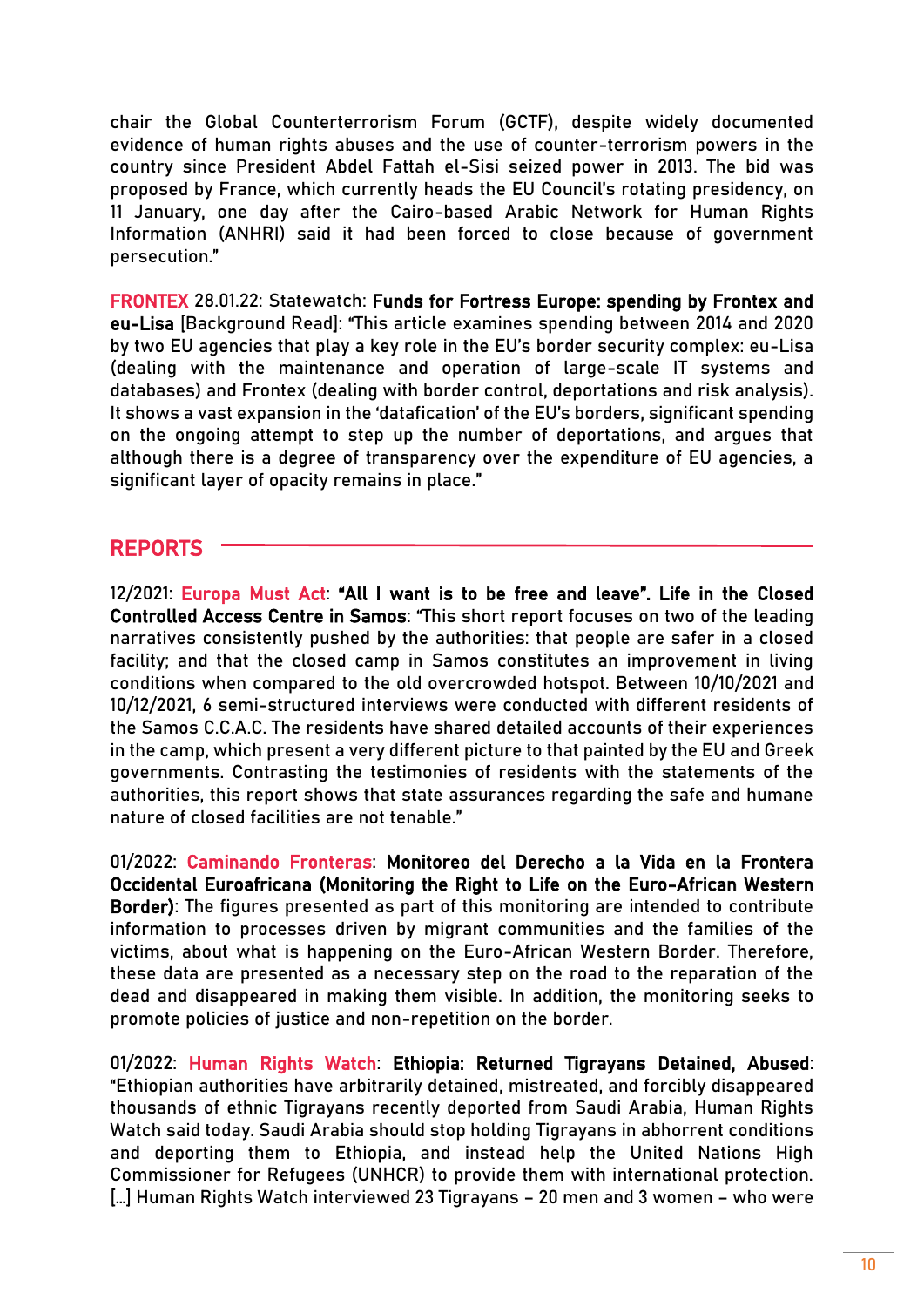chair the Global Counterterrorism Forum (GCTF), despite widely documented evidence of human rights abuses and the use of counter-terrorism powers in the country since President Abdel Fattah el-Sisi seized power in 2013. The bid was proposed by France, which currently heads the EU Council's rotating presidency, on 11 January, one day after the Cairo-based Arabic Network for Human Rights Information (ANHRI) said it had been forced to close because of government persecution."

FRONTEX 28.01.22: Statewatch: **Funds for Fortress Europe: spending by Frontex and eu-Lisa** [Background Read]: "This article examines spending between 2014 and 2020 by two EU agencies that play a key role in the EU's border security complex: eu-Lisa (dealing with the maintenance and operation of large-scale IT systems and databases) and Frontex (dealing with border control, deportations and risk analysis). It shows a vast expansion in the 'datafication' of the EU's borders, significant spending on the ongoing attempt to step up the number of deportations, and argues that although there is a degree of transparency over the expenditure of EU agencies, a significant layer of opacity remains in place."

## REPORTS

12/2021: Europa Must Act: **"All I want is to be free and leave". Life in the Closed Controlled Access Centre in Samos**: "This short report focuses on two of the leading narratives consistently pushed by the authorities: that people are safer in a closed facility; and that the closed camp in Samos constitutes an improvement in living conditions when compared to the old overcrowded hotspot. Between 10/10/2021 and 10/12/2021, 6 semi-structured interviews were conducted with different residents of the Samos C.C.A.C. The residents have shared detailed accounts of their experiences in the camp, which present a very different picture to that painted by the EU and Greek governments. Contrasting the testimonies of residents with the statements of the authorities, this report shows that state assurances regarding the safe and humane nature of closed facilities are not tenable."

01/2022: Caminando Fronteras: **Monitoreo del Derecho a la Vida en la Frontera Occidental Euroafricana (Monitoring the Right to Life on the Euro-African Western Border)**: The figures presented as part of this monitoring are intended to contribute information to processes driven by migrant communities and the families of the victims, about what is happening on the Euro-African Western Border. Therefore, these data are presented as a necessary step on the road to the reparation of the dead and disappeared in making them visible. In addition, the monitoring seeks to promote policies of justice and non-repetition on the border.

01/2022: Human Rights Watch: **Ethiopia: Returned Tigrayans Detained, Abused**: "Ethiopian authorities have arbitrarily detained, mistreated, and forcibly disappeared thousands of ethnic Tigrayans recently deported from Saudi Arabia, Human Rights Watch said today. Saudi Arabia should stop holding Tigrayans in abhorrent conditions and deporting them to Ethiopia, and instead help the United Nations High Commissioner for Refugees (UNHCR) to provide them with international protection. [...] Human Rights Watch interviewed 23 Tigrayans – 20 men and 3 women – who were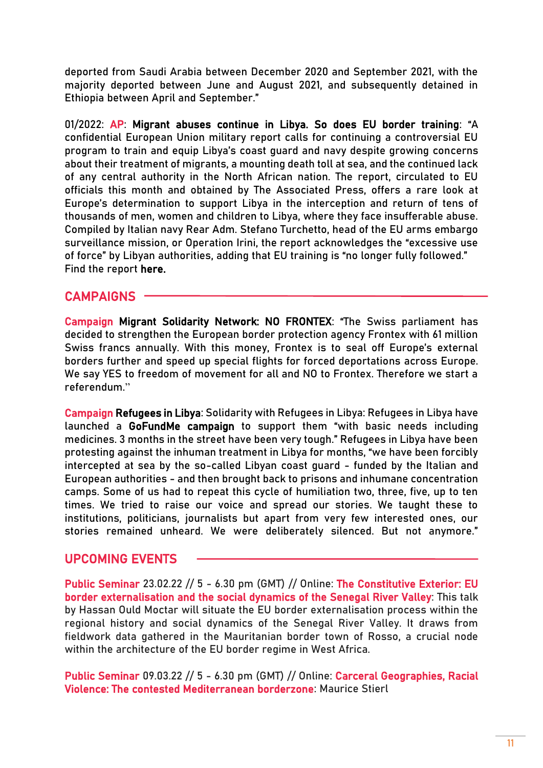deported from Saudi Arabia between December 2020 and September 2021, with the majority deported between June and August 2021, and subsequently detained in Ethiopia between April and September."

01/2022: **AP**: **Migrant abuses continue in Libya. So does EU border training**: "A confidential European Union military report calls for continuing a controversial EU program to train and equip Libya's coast guard and navy despite growing concerns about their treatment of migrants, a mounting death toll at sea, and the continued lack of any central authority in the North African nation. The report, circulated to EU officials this month and obtained by The Associated Press, offers a rare look at Europe's determination to support Libya in the interception and return of tens of thousands of men, women and children to Libya, where they face insufferable abuse. Compiled by Italian navy Rear Adm. Stefano Turchetto, head of the EU arms embargo surveillance mission, or Operation Irini, the report acknowledges the "excessive use of force" by Libyan authorities, adding that EU training is "no longer fully followed." Find the report **here.**

## CAMPAIGNS

**Campaign Migrant Solidarity Network: NO FRONTEX**: "The Swiss parliament has decided to strengthen the European border protection agency Frontex with 61 million Swiss francs annually. With this money, Frontex is to seal off Europe's external borders further and speed up special flights for forced deportations across Europe. We say YES to freedom of movement for all and NO to Frontex. Therefore we start a referendum."

**Campaign Refugees in Libya**: Solidarity with Refugees in Libya: Refugees in Libya have launched a **GoFundMe campaign** to support them "with basic needs including medicines. 3 months in the street have been very tough." Refugees in Libya have been protesting against the inhuman treatment in Libya for months, "we have been forcibly intercepted at sea by the so-called Libyan coast guard - funded by the Italian and European authorities - and then brought back to prisons and inhumane concentration camps. Some of us had to repeat this cycle of humiliation two, three, five, up to ten times. We tried to raise our voice and spread our stories. We taught these to institutions, politicians, journalists but apart from very few interested ones, our stories remained unheard. We were deliberately silenced. But not anymore."

## UPCOMING EVENTS

**Public Seminar** 23.02.22 // 5 - 6.30 pm (GMT) // Online: **The Constitutive Exterior: EU border externalisation and the social dynamics of the Senegal River Valley**: This talk by Hassan Ould Moctar will situate the EU border externalisation process within the regional history and social dynamics of the Senegal River Valley. It draws from fieldwork data gathered in the Mauritanian border town of Rosso, a crucial node within the architecture of the EU border regime in West Africa.

**Public Seminar** 09.03.22 // 5 - 6.30 pm (GMT) // Online: **Carceral Geographies, Racial Violence: The contested Mediterranean borderzone**: Maurice Stierl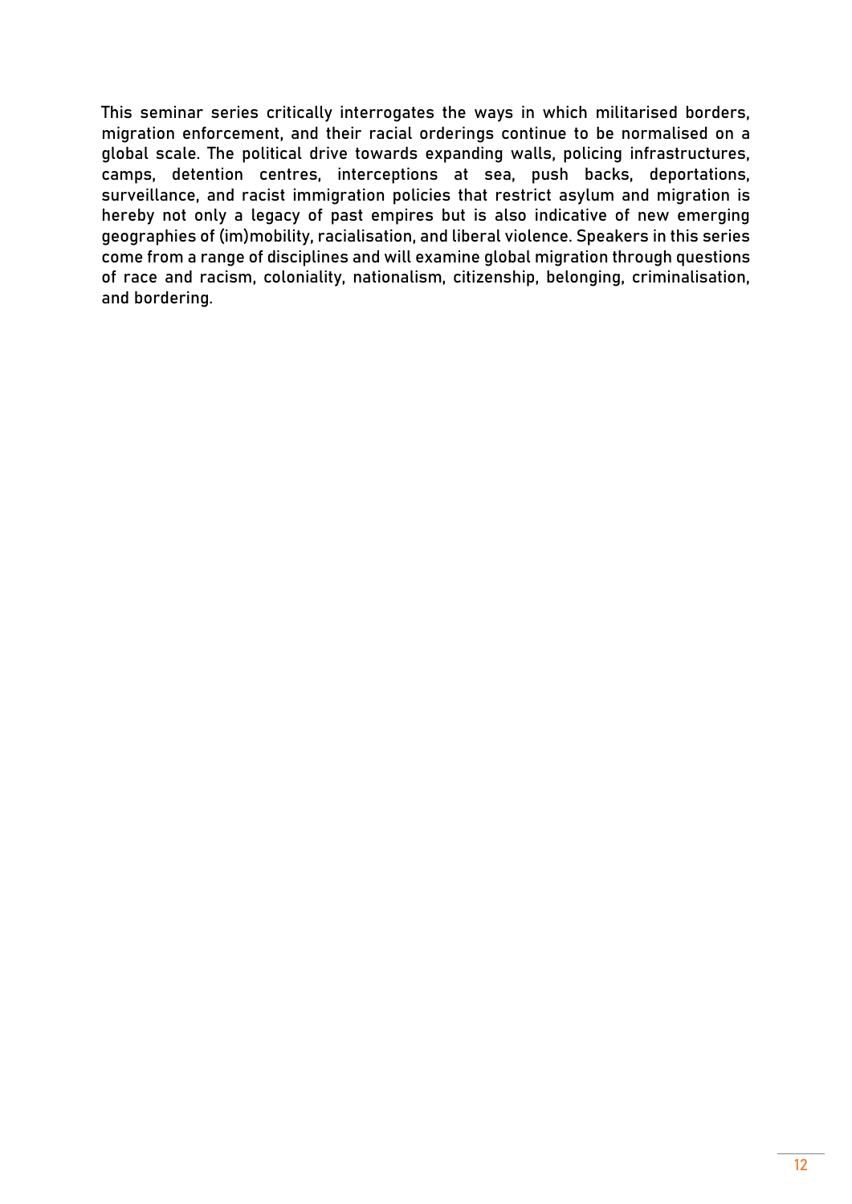This seminar series critically interrogates the ways in which militarised borders, migration enforcement, and their racial orderings continue to be normalised on a global scale. The political drive towards expanding walls, policing infrastructures, camps, detention centres, interceptions at sea, push backs, deportations, surveillance, and racist immigration policies that restrict asylum and migration is hereby not only a legacy of past empires but is also indicative of new emerging geographies of (im)mobility, racialisation, and liberal violence. Speakers in this series come from a range of disciplines and will examine global migration through questions of race and racism, coloniality, nationalism, citizenship, belonging, criminalisation, and bordering.